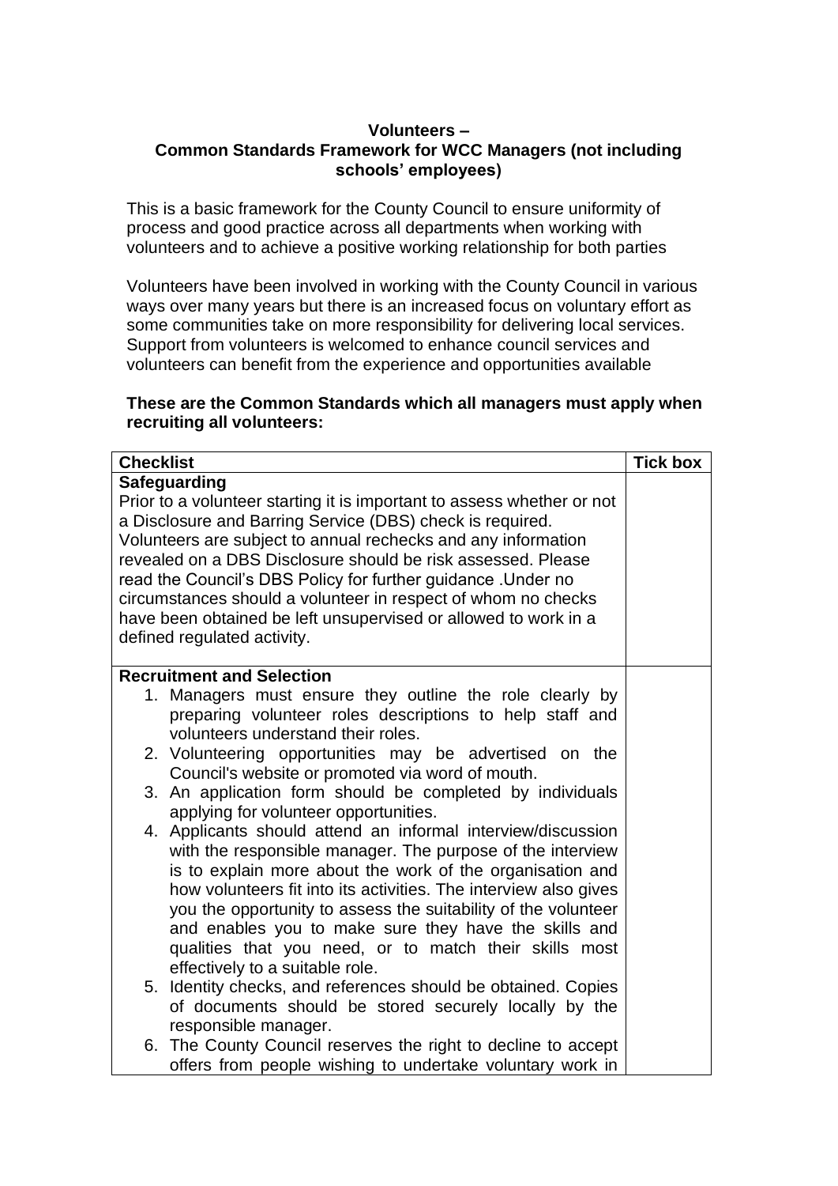**Volunteers –**
**Common Standards Framework for WCC Managers (not including schools' employees)**

This is a basic framework for the County Council to ensure uniformity of process and good practice across all departments when working with volunteers and to achieve a positive working relationship for both parties

Volunteers have been involved in working with the County Council in various ways over many years but there is an increased focus on voluntary effort as some communities take on more responsibility for delivering local services. Support from volunteers is welcomed to enhance council services and volunteers can benefit from the experience and opportunities available

**These are the Common Standards which all managers must apply when recruiting all volunteers:**

| Checklist | Tick box |
|---|---|
| **Safeguarding**<br>Prior to a volunteer starting it is important to assess whether or not a Disclosure and Barring Service (DBS) check is required. Volunteers are subject to annual rechecks and any information revealed on a DBS Disclosure should be risk assessed. Please read the Council's DBS Policy for further guidance .Under no circumstances should a volunteer in respect of whom no checks have been obtained be left unsupervised or allowed to work in a defined regulated activity. | |
| **Recruitment and Selection**<br>1. Managers must ensure they outline the role clearly by preparing volunteer roles descriptions to help staff and volunteers understand their roles.<br>2. Volunteering opportunities may be advertised on the Council's website or promoted via word of mouth.<br>3. An application form should be completed by individuals applying for volunteer opportunities.<br>4. Applicants should attend an informal interview/discussion with the responsible manager. The purpose of the interview is to explain more about the work of the organisation and how volunteers fit into its activities. The interview also gives you the opportunity to assess the suitability of the volunteer and enables you to make sure they have the skills and qualities that you need, or to match their skills most effectively to a suitable role.<br>5. Identity checks, and references should be obtained. Copies of documents should be stored securely locally by the responsible manager.<br>6. The County Council reserves the right to decline to accept offers from people wishing to undertake voluntary work in | |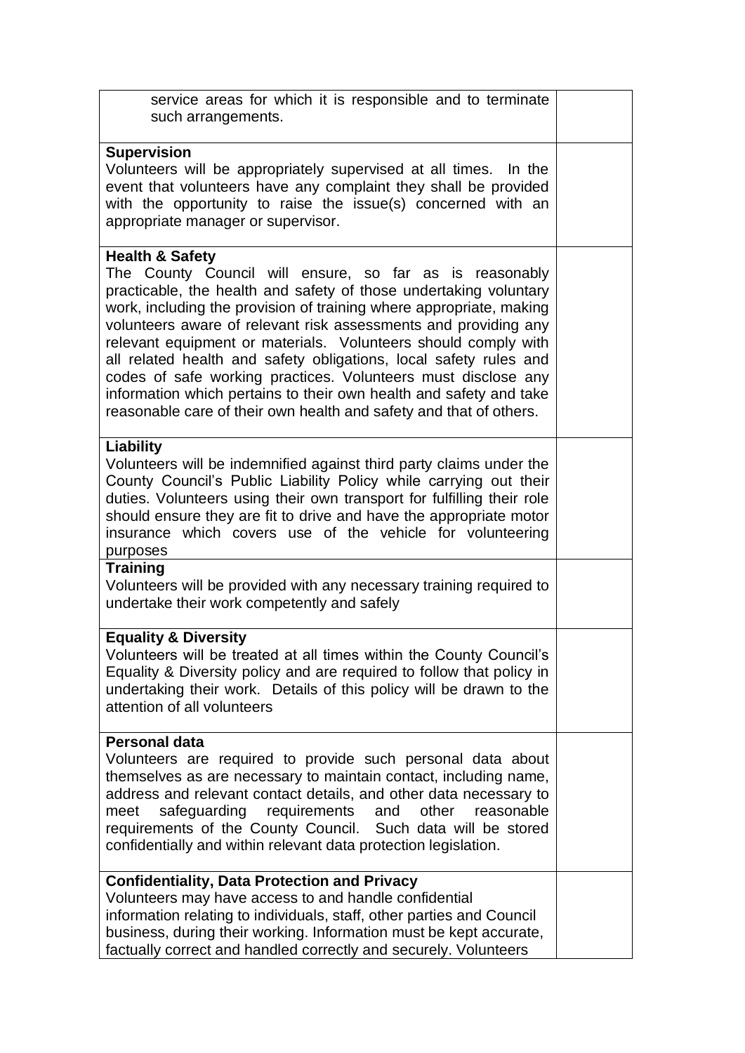| | |
|---|---|
| service areas for which it is responsible and to terminate such arrangements. | |
| **Supervision**<br>Volunteers will be appropriately supervised at all times. In the event that volunteers have any complaint they shall be provided with the opportunity to raise the issue(s) concerned with an appropriate manager or supervisor. | |
| **Health & Safety**<br>The County Council will ensure, so far as is reasonably practicable, the health and safety of those undertaking voluntary work, including the provision of training where appropriate, making volunteers aware of relevant risk assessments and providing any relevant equipment or materials. Volunteers should comply with all related health and safety obligations, local safety rules and codes of safe working practices. Volunteers must disclose any information which pertains to their own health and safety and take reasonable care of their own health and safety and that of others. | |
| **Liability**<br>Volunteers will be indemnified against third party claims under the County Council's Public Liability Policy while carrying out their duties. Volunteers using their own transport for fulfilling their role should ensure they are fit to drive and have the appropriate motor insurance which covers use of the vehicle for volunteering purposes | |
| **Training**<br>Volunteers will be provided with any necessary training required to undertake their work competently and safely | |
| **Equality & Diversity**<br>Volunteers will be treated at all times within the County Council's Equality & Diversity policy and are required to follow that policy in undertaking their work. Details of this policy will be drawn to the attention of all volunteers | |
| **Personal data**<br>Volunteers are required to provide such personal data about themselves as are necessary to maintain contact, including name, address and relevant contact details, and other data necessary to meet safeguarding requirements and other reasonable requirements of the County Council. Such data will be stored confidentially and within relevant data protection legislation. | |
| **Confidentiality, Data Protection and Privacy**<br>Volunteers may have access to and handle confidential information relating to individuals, staff, other parties and Council business, during their working. Information must be kept accurate, factually correct and handled correctly and securely. Volunteers | |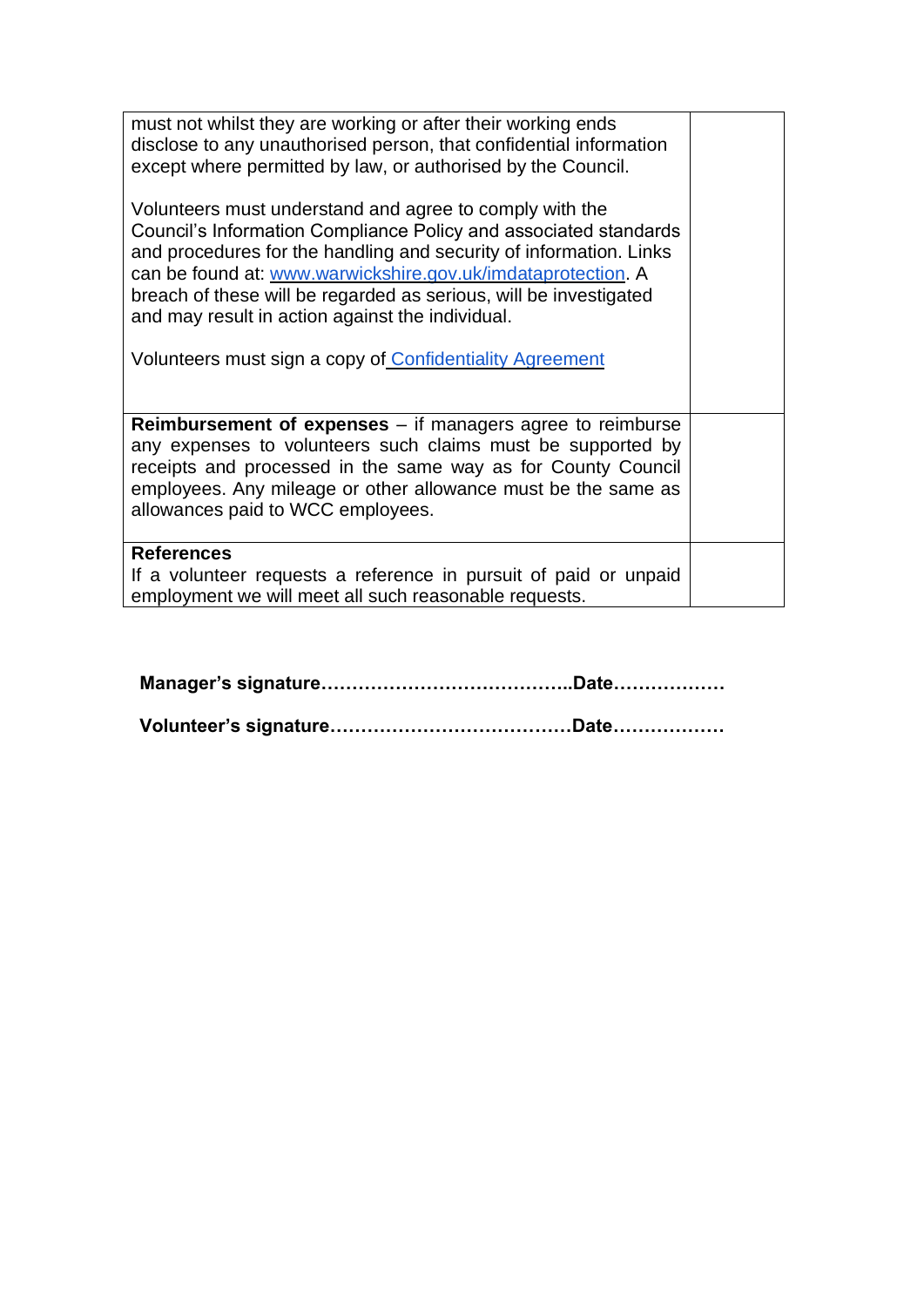| | |
|---|---|
| must not whilst they are working or after their working ends disclose to any unauthorised person, that confidential information except where permitted by law, or authorised by the Council.<br><br>Volunteers must understand and agree to comply with the Council's Information Compliance Policy and associated standards and procedures for the handling and security of information. Links can be found at: [www.warwickshire.gov.uk/imdataprotection](www.warwickshire.gov.uk/imdataprotection). A breach of these will be regarded as serious, will be investigated and may result in action against the individual.<br><br>Volunteers must sign a copy of [Confidentiality Agreement]() | |
| **Reimbursement of expenses** – if managers agree to reimburse any expenses to volunteers such claims must be supported by receipts and processed in the same way as for County Council employees. Any mileage or other allowance must be the same as allowances paid to WCC employees. | |
| **References**<br>If a volunteer requests a reference in pursuit of paid or unpaid employment we will meet all such reasonable requests. | |

**Manager's signature…………………………………..Date………………**

**Volunteer's signature…………………………………Date………………**